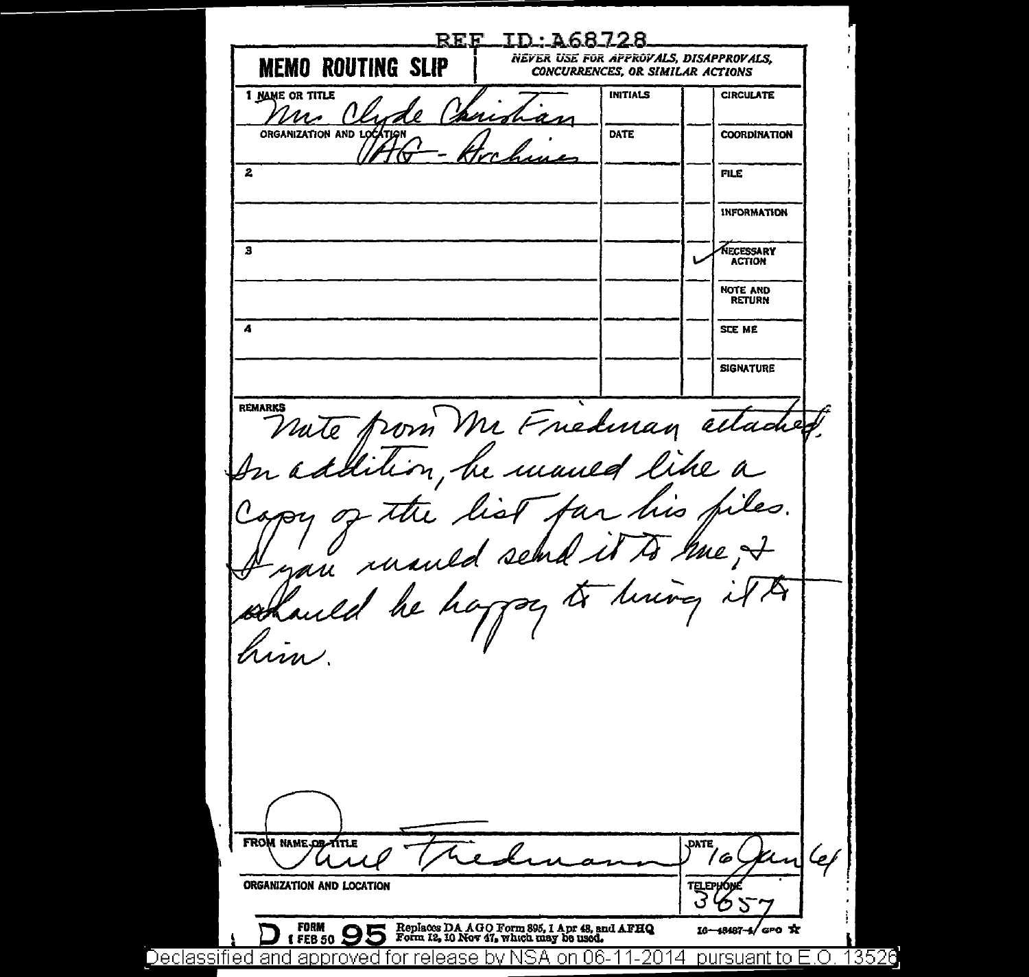REF ID:A68728

# MEMO ROUTING SLIP

NEVER USE FOR APPROVALS, DISAPPROVALS, CONCURRENCES, OR SIMILAR ACTIONS

| NAME OR TITLE | INITIALS | | |
|---|---|---|---|
| 1 Mr. Clyde Christian | | | CIRCULATE |
| ORGANIZATION AND LOCATION: TAG - Archives | DATE | | COORDINATION |
| 2 | | | FILE |
| | | | INFORMATION |
| 3 | | ✓ | NECESSARY ACTION |
| | | | NOTE AND RETURN |
| 4 | | | SEE ME |
| | | | SIGNATURE |

REMARKS

Note from Mr Friedman attached. In addition, he would like a copy of the list for his files. If you would send it to me, I should be happy to bring it to him.

FROM NAME OR TITLE: [signature] Friedman

DATE: 16 Jan 64

ORGANIZATION AND LOCATION

TELEPHONE: 3657

FORM 95, 1 FEB 50. Replaces DA AGO Form 895, 1 Apr 48, and AFHQ Form 12, 10 Nov 47, which may be used.

16—48487-4 GPO

Declassified and approved for release by NSA on 06-11-2014 pursuant to E.O. 13526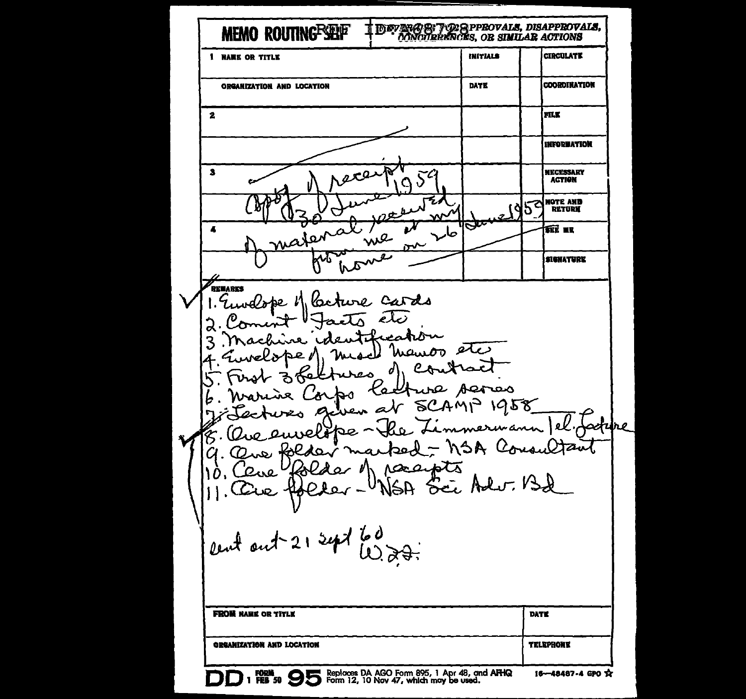# MEMO ROUTING SLIP

REF ID: A68728

NEVER USE FOR APPROVALS, DISAPPROVALS, CONCURRENCES, OR SIMILAR ACTIONS

| 1 NAME OR TITLE | INITIALS | | CIRCULATE |
|---|---|---|---|
| ORGANIZATION AND LOCATION | DATE | | COORDINATION |
| 2 | | | FILE |
| | | | INFORMATION |
| 3 | | | NECESSARY ACTION |
| | | | NOTE AND RETURN |
| 4 | | | SEE ME |
| | | | SIGNATURE |

Copy of receipt 30 June 1959 of material received from me at my home on 26 June 1959

REMARKS

1. Envelope of lecture cards
2. Comint Facts etc
3. Machine identification
4. Envelope of misc memos etc
5. First 3 lectures of contract
6. Marine Corps lecture series
7. Lectures given at SCAMP 1958
8. One envelope - The Zimmermann Tel. Lecture
9. One folder marked - NSA Consultant
10. One folder of receipts
11. One folder - NSA Sci Adv. Bd

sent out 21 Sept 60
W.F.F.

| FROM NAME OR TITLE | DATE |
|---|---|
| ORGANIZATION AND LOCATION | TELEPHONE |

DD FORM 1 FEB 50 95 Replaces DA AGO Form 895, 1 Apr 48, and AFHQ Form 12, 10 Nov 47, which may be used. 16—48487-4 GPO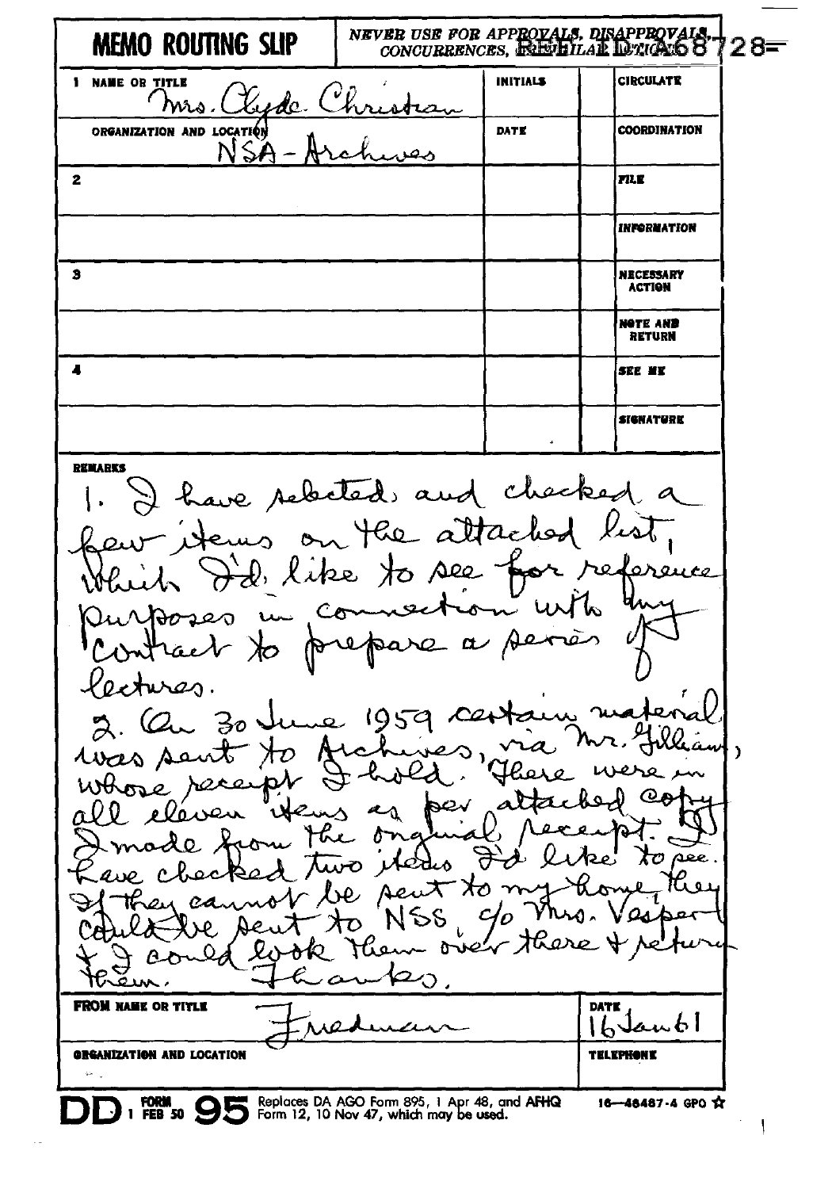# MEMO ROUTING SLIP

*NEVER USE FOR APPROVALS, DISAPPROVALS, CONCURRENCES, OR SIMILAR ACTIONS*

REF ID:A68728

| | INITIALS | | CIRCULATE |
|---|---|---|---|
| 1 NAME OR TITLE: Mrs. Clyde Christian | | | |
| ORGANIZATION AND LOCATION: NSA - Archives | DATE | | COORDINATION |
| 2 | | | FILE |
| | | | INFORMATION |
| 3 | | | NECESSARY ACTION |
| | | | NOTE AND RETURN |
| 4 | | | SEE ME |
| | | | SIGNATURE |

**REMARKS**

1. I have selected and checked a few items on the attached list, which I'd like to see for reference purposes in connection with my contract to prepare a series of lectures.

2. On 30 June 1959 certain material was sent to Archives, via Mr. Gilliam, whose receipt I hold. There were in all eleven items as per attached copy I made from the original receipt. I have checked two items I'd like to see. If they cannot be sent to my home, they could be sent to NSS, c/o Mrs. Vasper & I could look them over there & return them. Thanks.

**FROM NAME OR TITLE:** Friedman

**DATE:** 16 Jan 61

**ORGANIZATION AND LOCATION**

**TELEPHONE**

DD FORM 1 FEB 50 95 — Replaces DA AGO Form 895, 1 Apr 48, and AFHQ Form 12, 10 Nov 47, which may be used. 16—48487-4 GPO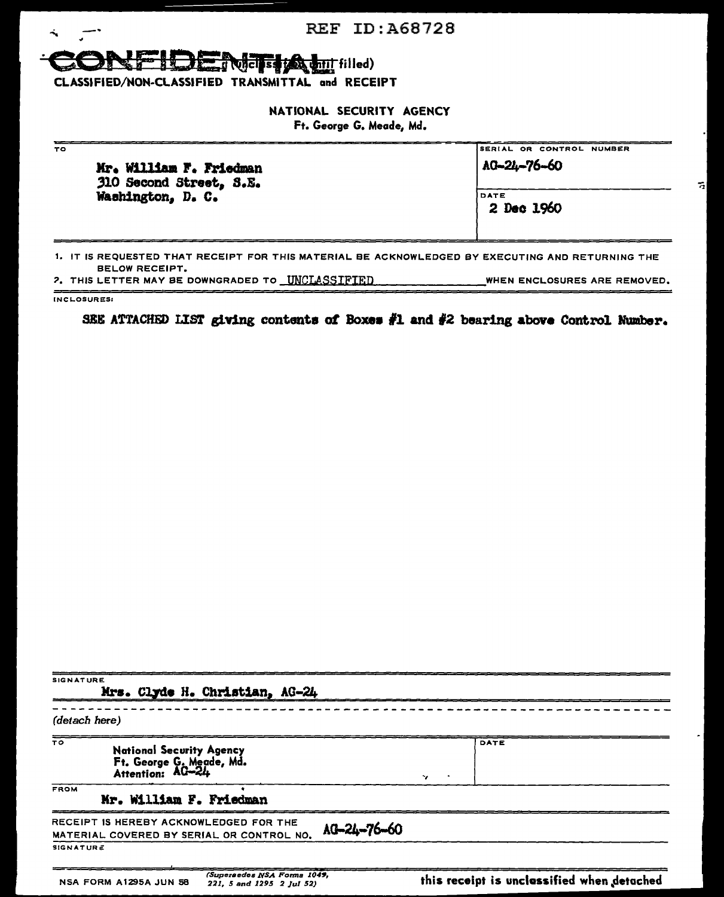REF ID:A68728

**CONFIDENTIAL** (Unclassified until filled)

CLASSIFIED/NON-CLASSIFIED TRANSMITTAL and RECEIPT

NATIONAL SECURITY AGENCY
Ft. George G. Meade, Md.

| TO | SERIAL OR CONTROL NUMBER |
|---|---|
| Mr. William F. Friedman<br>310 Second Street, S.E.<br>Washington, D. C. | AG-24-76-60 |
| | DATE<br>2 Dec 1960 |

1. IT IS REQUESTED THAT RECEIPT FOR THIS MATERIAL BE ACKNOWLEDGED BY EXECUTING AND RETURNING THE BELOW RECEIPT.
2. THIS LETTER MAY BE DOWNGRADED TO UNCLASSIFIED WHEN ENCLOSURES ARE REMOVED.

INCLOSURES:

SEE ATTACHED LIST giving contents of Boxes #1 and #2 bearing above Control Number.

SIGNATURE
Mrs. Clyde H. Christian, AG-24

(detach here)

| TO | DATE |
|---|---|
| National Security Agency<br>Ft. George G. Meade, Md.<br>Attention: AG-24 | |

FROM
Mr. William F. Friedman

RECEIPT IS HEREBY ACKNOWLEDGED FOR THE MATERIAL COVERED BY SERIAL OR CONTROL NO. AG-24-76-60

SIGNATURE

NSA FORM A1295A JUN 58 (Supersedes NSA Forms 1049, 221, 5 and 1295 2 Jul 52)

this receipt is unclassified when detached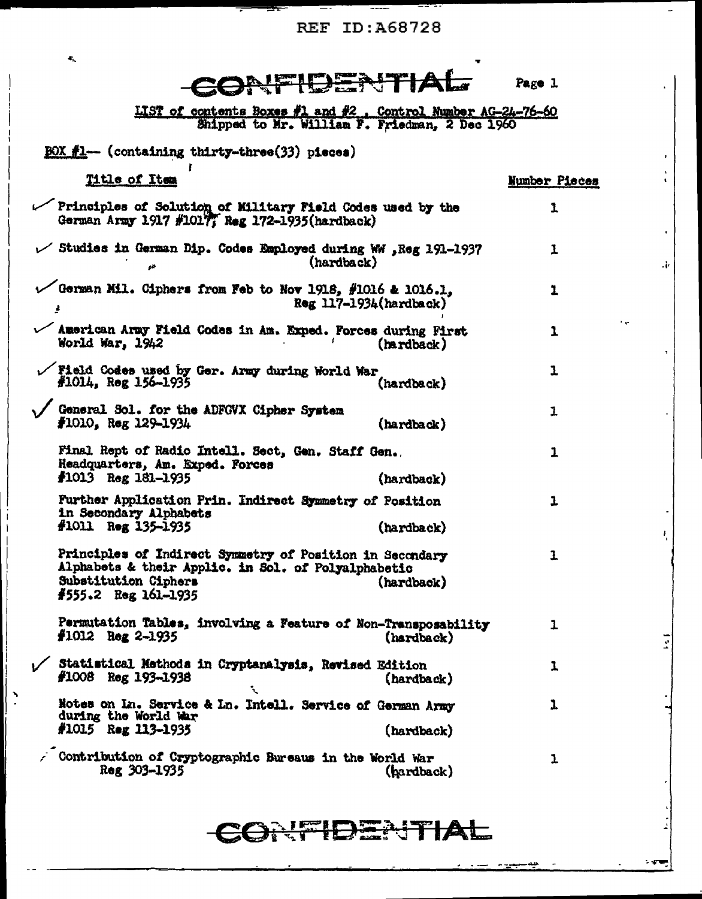REF ID:A68728

CONFIDENTIAL

LIST of contents Boxes #1 and #2 , Control Number AG-24-76-60
Shipped to Mr. William F. Friedman, 2 Dec 1960

BOX #1-- (containing thirty-three(33) pieces)

| Title of Item | Number Pieces |
|---|---|
| ✓ Principles of Solution of Military Field Codes used by the German Army 1917 #1017, Reg 172-1935(hardback) | 1 |
| ✓ Studies in German Dip. Codes Employed during WW ,Reg 191-1937 (hardback) | 1 |
| ✓ German Mil. Ciphers from Feb to Nov 1918, #1016 & 1016.1, Reg 117-1934(hardback) | 1 |
| ✓ American Army Field Codes in Am. Exped. Forces during First World War, 1942 (hardback) | 1 |
| ✓ Field Codes used by Ger. Army during World War #1014, Reg 156-1935 (hardback) | 1 |
| ✓ General Sol. for the ADFGVX Cipher System #1010, Reg 129-1934 (hardback) | 1 |
| Final Rept of Radio Intell. Sect, Gen. Staff Gen. Headquarters, Am. Exped. Forces #1013 Reg 181-1935 (hardback) | 1 |
| Further Application Prin. Indirect Symmetry of Position in Secondary Alphabets #1011 Reg 135-1935 (hardback) | 1 |
| Principles of Indirect Symmetry of Position in Secondary Alphabets & their Applic. in Sol. of Polyalphabetic Substitution Ciphers (hardback) #555.2 Reg 161-1935 | 1 |
| Permutation Tables, involving a Feature of Non-Transposability #1012 Reg 2-1935 (hardback) | 1 |
| ✓ Statistical Methods in Cryptanalysis, Revised Edition #1008 Reg 193-1938 (hardback) | 1 |
| Notes on Ln. Service & Ln. Intell. Service of German Army during the World War #1015 Reg 113-1935 (hardback) | 1 |
| ✓ Contribution of Cryptographic Bureaus in the World War Reg 303-1935 (hardback) | 1 |

CONFIDENTIAL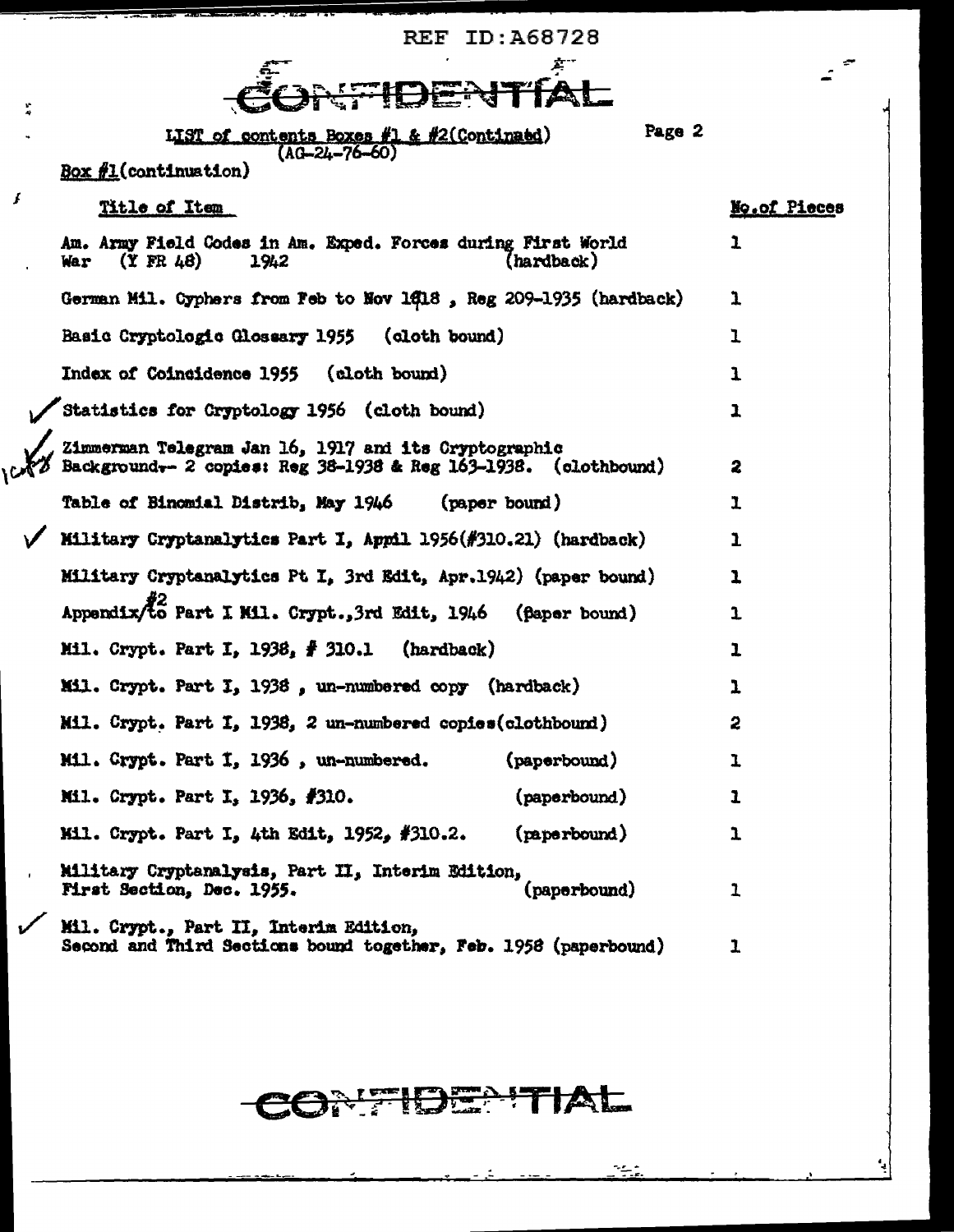REF ID:A68728

CONFIDENTIAL

LIST of contents Boxes #1 & #2(Continued) (AG-24-76-60)

Page 2

Box #1(continuation)

| Title of Item | No.of Pieces |
|---|---|
| Am. Army Field Codes in Am. Exped. Forces during First World War (Y FR 48) 1942 (hardback) | 1 |
| German Mil. Cyphers from Feb to Nov 1918 , Reg 209-1935 (hardback) | 1 |
| Basic Cryptologic Glossary 1955 (cloth bound) | 1 |
| Index of Coincidence 1955 (cloth bound) | 1 |
| ✓ Statistics for Cryptology 1956 (cloth bound) | 1 |
| ✓ Zimmerman Telegram Jan 16, 1917 and its Cryptographic Background-- 2 copies: Reg 38-1938 & Reg 163-1938. (clothbound) | 2 |
| Table of Binomial Distrib, May 1946 (paper bound) | 1 |
| ✓ Military Cryptanalytics Part I, April 1956(#310.21) (hardback) | 1 |
| Military Cryptanalytics Pt I, 3rd Edit, Apr.1942) (paper bound) | 1 |
| Appendix #2 to Part I Mil. Crypt.,3rd Edit, 1946 (paper bound) | 1 |
| Mil. Crypt. Part I, 1938, # 310.1 (hardback) | 1 |
| Mil. Crypt. Part I, 1938 , un-numbered copy (hardback) | 1 |
| Mil. Crypt. Part I, 1938, 2 un-numbered copies(clothbound) | 2 |
| Mil. Crypt. Part I, 1936 , un-numbered. (paperbound) | 1 |
| Mil. Crypt. Part I, 1936, #310. (paperbound) | 1 |
| Mil. Crypt. Part I, 4th Edit, 1952, #310.2. (paperbound) | 1 |
| Military Cryptanalysis, Part II, Interim Edition, First Section, Dec. 1955. (paperbound) | 1 |
| ✓ Mil. Crypt., Part II, Interim Edition, Second and Third Sections bound together, Feb. 1958 (paperbound) | 1 |

CONFIDENTIAL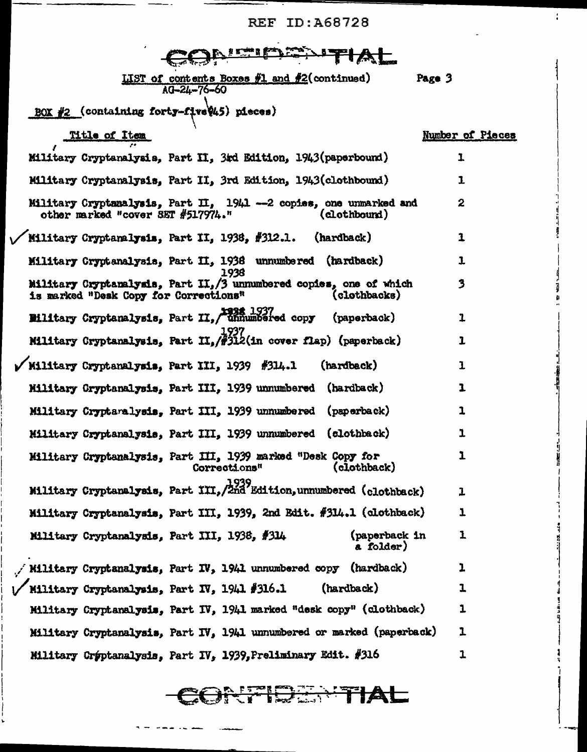REF ID:A68728

CONFIDENTIAL

LIST of contents Boxes #1 and #2(continued)  Page 3
AG-24-76-60

BOX #2 (containing forty-five(45) pieces)

| Title of Item | Number of Pieces |
|---|---|
| Military Cryptanalysis, Part II, 3rd Edition, 1943(paperbound) | 1 |
| Military Cryptanalysis, Part II, 3rd Edition, 1943(clothbound) | 1 |
| Military Cryptanalysis, Part II, 1941 --2 copies, one unmarked and other marked "cover SET #517974." (clothbound) | 2 |
| ✓ Military Cryptanalysis, Part II, 1938, #312.1. (hardback) | 1 |
| Military Cryptanalysis, Part II, 1938 unnumbered (hardback) | 1 |
| Military Cryptanalysis, Part II, 1938 /3 unnumbered copies, one of which is marked "Desk Copy for Corrections" (clothbacks) | 3 |
| Military Cryptanalysis, Part II, ~~1938~~ 1937 unnumbered copy (paperback) | 1 |
| Military Cryptanalysis, Part II, 1937 #312(in cover flap) (paperback) | 1 |
| ✓ Military Cryptanalysis, Part III, 1939 #314.1 (hardback) | 1 |
| Military Cryptanalysis, Part III, 1939 unnumbered (hardback) | 1 |
| Military Cryptanalysis, Part III, 1939 unnumbered (paperback) | 1 |
| Military Cryptanalysis, Part III, 1939 unnumbered (clothback) | 1 |
| Military Cryptanalysis, Part III, 1939 marked "Desk Copy for Corrections" (clothback) | 1 |
| Military Cryptanalysis, Part III, 1939 2nd Edition, unnumbered (clothback) | 1 |
| Military Cryptanalysis, Part III, 1939, 2nd Edit. #314.1 (clothback) | 1 |
| Military Cryptanalysis, Part III, 1938, #314 (paperback in a folder) | 1 |
| ✓ Military Cryptanalysis, Part IV, 1941 unnumbered copy (hardback) | 1 |
| ✓ Military Cryptanalysis, Part IV, 1941 #316.1 (hardback) | 1 |
| Military Cryptanalysis, Part IV, 1941 marked "desk copy" (clothback) | 1 |
| Military Cryptanalysis, Part IV, 1941 unnumbered or marked (paperback) | 1 |
| Military Cryptanalysis, Part IV, 1939, Preliminary Edit. #316 | 1 |

CONFIDENTIAL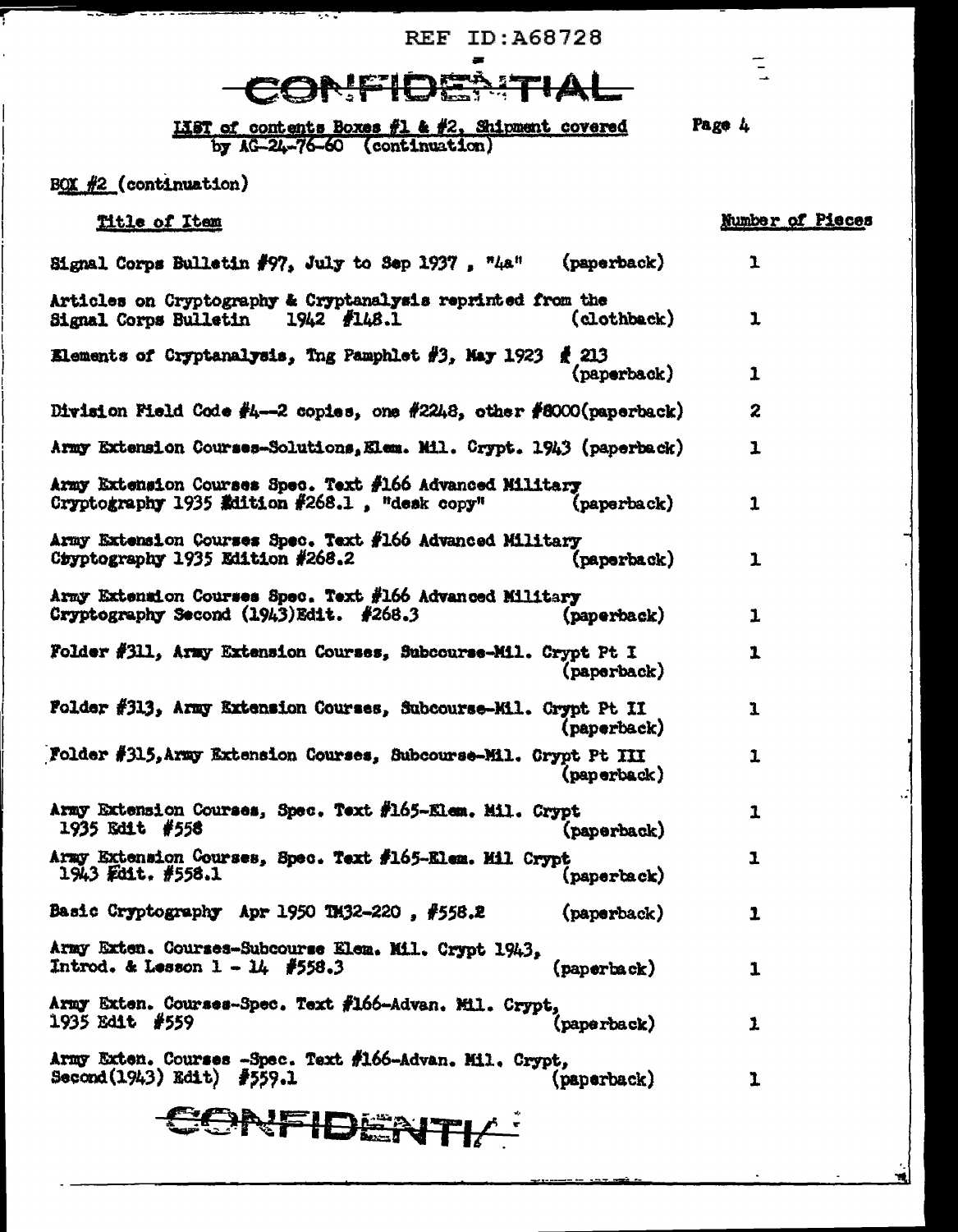REF ID:A68728

CONFIDENTIAL

LIST of contents Boxes #1 & #2, Shipment covered by AG-24-76-60 (continuation)

BOX #2 (continuation)

| Title of Item | Number of Pieces |
|---|---|
| Signal Corps Bulletin #97, July to Sep 1937 , "4a" (paperback) | 1 |
| Articles on Cryptography & Cryptanalysis reprinted from the Signal Corps Bulletin 1942 #148.1 (clothback) | 1 |
| Elements of Cryptanalysis, Tng Pamphlet #3, May 1923 # 213 (paperback) | 1 |
| Division Field Code #4--2 copies, one #2248, other #8000(paperback) | 2 |
| Army Extension Courses-Solutions, Elem. Mil. Crypt. 1943 (paperback) | 1 |
| Army Extension Courses Spec. Text #166 Advanced Military Cryptography 1935 Edition #268.1 , "desk copy" (paperback) | 1 |
| Army Extension Courses Spec. Text #166 Advanced Military Cryptography 1935 Edition #268.2 (paperback) | 1 |
| Army Extension Courses Spec. Text #166 Advanced Military Cryptography Second (1943) Edit. #268.3 (paperback) | 1 |
| Folder #311, Army Extension Courses, Subcourse-Mil. Crypt Pt I (paperback) | 1 |
| Folder #313, Army Extension Courses, Subcourse-Mil. Crypt Pt II (paperback) | 1 |
| Folder #315, Army Extension Courses, Subcourse-Mil. Crypt Pt III (paperback) | 1 |
| Army Extension Courses, Spec. Text #165-Elem. Mil. Crypt 1935 Edit #558 (paperback) | 1 |
| Army Extension Courses, Spec. Text #165-Elem. Mil Crypt 1943 Edit. #558.1 (paperback) | 1 |
| Basic Cryptography Apr 1950 TM32-220 , #558.2 (paperback) | 1 |
| Army Exten. Courses-Subcourse Elem. Mil. Crypt 1943, Introd. & Lesson 1 - 14 #558.3 (paperback) | 1 |
| Army Exten. Courses-Spec. Text #166-Advan. Mil. Crypt, 1935 Edit #559 (paperback) | 1 |
| Army Exten. Courses -Spec. Text #166-Advan. Mil. Crypt, Second(1943) Edit) #559.1 (paperback) | 1 |

CONFIDENTIAL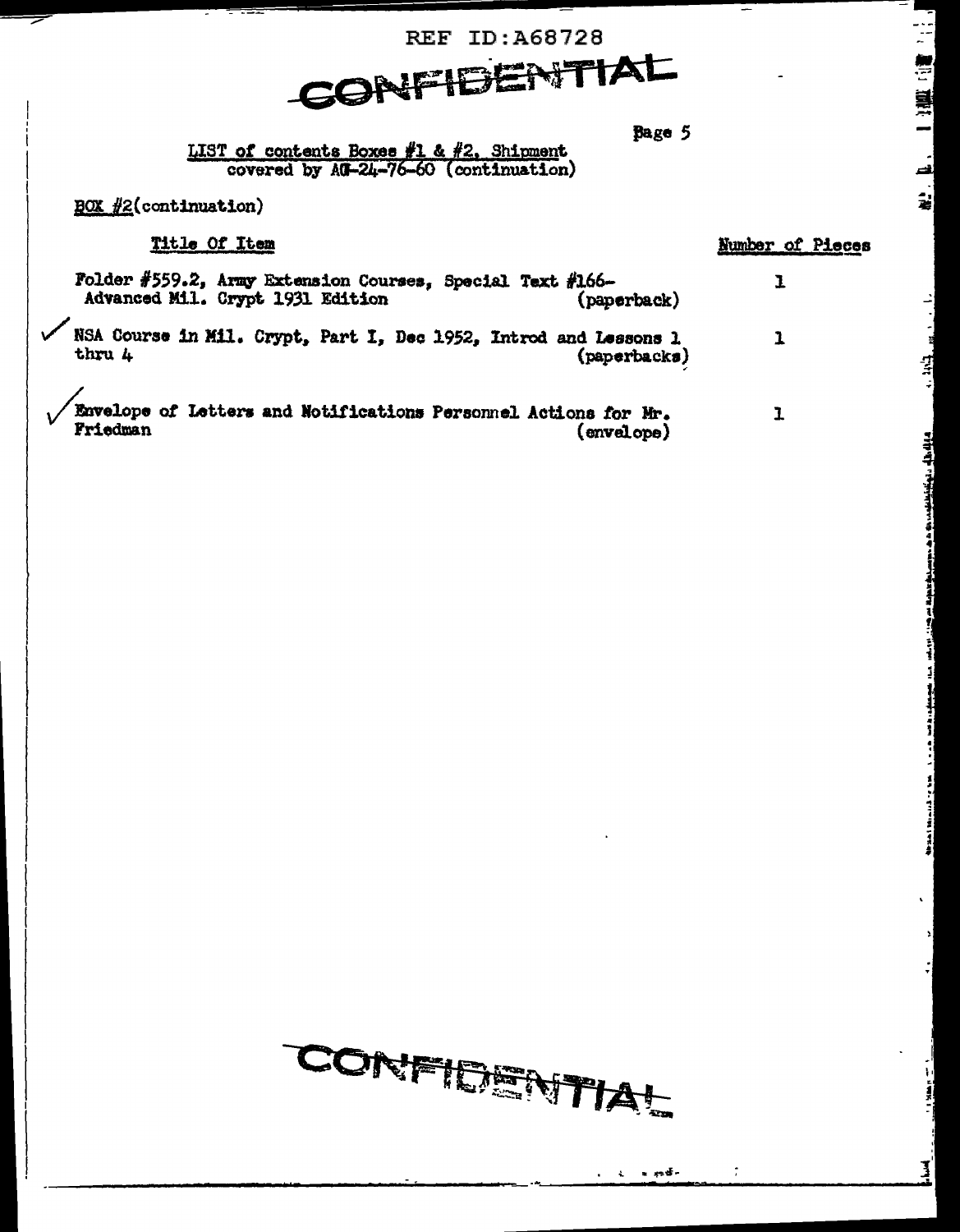REF ID:A68728

CONFIDENTIAL

LIST of contents Boxes #1 & #2, Shipment covered by AG-24-76-60 (continuation)

BOX #2(continuation)

| Title Of Item | Number of Pieces |
|---|---|
| Folder #559.2, Army Extension Courses, Special Text #166-Advanced Mil. Crypt 1931 Edition (paperback) | 1 |
| ✓ NSA Course in Mil. Crypt, Part I, Dec 1952, Introd and Lessons 1 thru 4 (paperbacks) | 1 |
| ✓ Envelope of Letters and Notifications Personnel Actions for Mr. Friedman (envelope) | 1 |

CONFIDENTIAL